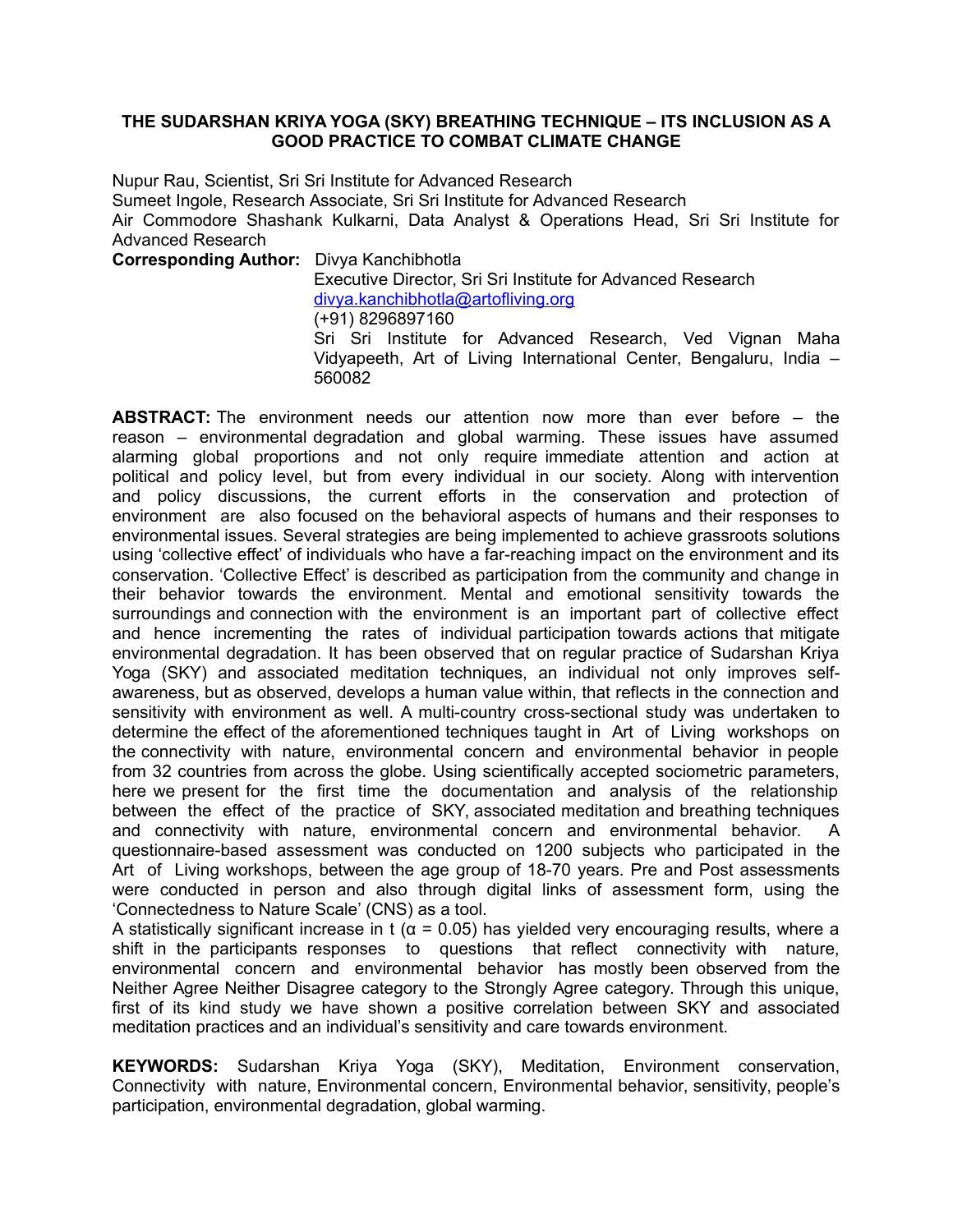# THE SUDARSHAN KRIYA YOGA (SKY) BREATHING TECHNIQUE – ITS INCLUSION AS A GOOD PRACTICE TO COMBAT CLIMATE CHANGE

Nupur Rau, Scientist, Sri Sri Institute for Advanced Research
Sumeet Ingole, Research Associate, Sri Sri Institute for Advanced Research
Air Commodore Shashank Kulkarni, Data Analyst & Operations Head, Sri Sri Institute for Advanced Research

**Corresponding Author:** Divya Kanchibhotla
Executive Director, Sri Sri Institute for Advanced Research
divya.kanchibhotla@artofliving.org
(+91) 8296897160
Sri Sri Institute for Advanced Research, Ved Vignan Maha Vidyapeeth, Art of Living International Center, Bengaluru, India – 560082

**ABSTRACT:** The environment needs our attention now more than ever before – the reason – environmental degradation and global warming. These issues have assumed alarming global proportions and not only require immediate attention and action at political and policy level, but from every individual in our society. Along with intervention and policy discussions, the current efforts in the conservation and protection of environment are also focused on the behavioral aspects of humans and their responses to environmental issues. Several strategies are being implemented to achieve grassroots solutions using 'collective effect' of individuals who have a far-reaching impact on the environment and its conservation. 'Collective Effect' is described as participation from the community and change in their behavior towards the environment. Mental and emotional sensitivity towards the surroundings and connection with the environment is an important part of collective effect and hence incrementing the rates of individual participation towards actions that mitigate environmental degradation. It has been observed that on regular practice of Sudarshan Kriya Yoga (SKY) and associated meditation techniques, an individual not only improves self-awareness, but as observed, develops a human value within, that reflects in the connection and sensitivity with environment as well. A multi-country cross-sectional study was undertaken to determine the effect of the aforementioned techniques taught in Art of Living workshops on the connectivity with nature, environmental concern and environmental behavior in people from 32 countries from across the globe. Using scientifically accepted sociometric parameters, here we present for the first time the documentation and analysis of the relationship between the effect of the practice of SKY, associated meditation and breathing techniques and connectivity with nature, environmental concern and environmental behavior. A questionnaire-based assessment was conducted on 1200 subjects who participated in the Art of Living workshops, between the age group of 18-70 years. Pre and Post assessments were conducted in person and also through digital links of assessment form, using the 'Connectedness to Nature Scale' (CNS) as a tool.

A statistically significant increase in t ($\alpha = 0.05$) has yielded very encouraging results, where a shift in the participants responses to questions that reflect connectivity with nature, environmental concern and environmental behavior has mostly been observed from the Neither Agree Neither Disagree category to the Strongly Agree category. Through this unique, first of its kind study we have shown a positive correlation between SKY and associated meditation practices and an individual's sensitivity and care towards environment.

**KEYWORDS:** Sudarshan Kriya Yoga (SKY), Meditation, Environment conservation, Connectivity with nature, Environmental concern, Environmental behavior, sensitivity, people's participation, environmental degradation, global warming.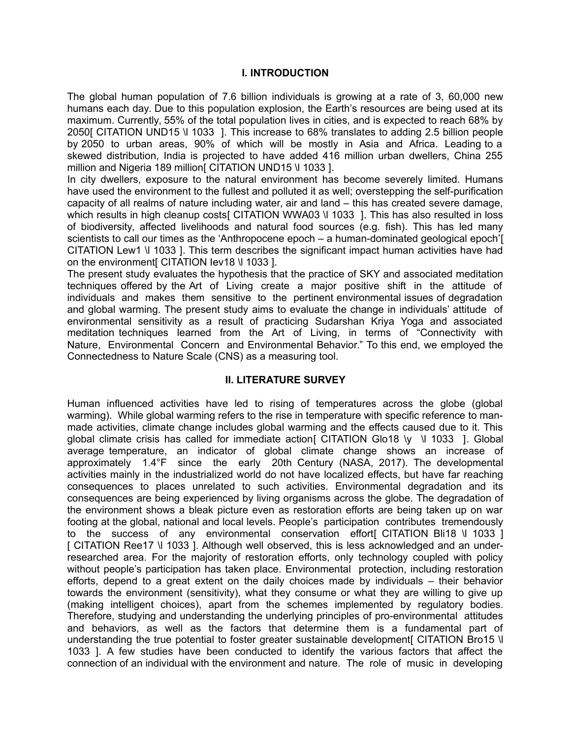## I. INTRODUCTION

The global human population of 7.6 billion individuals is growing at a rate of 3, 60,000 new humans each day. Due to this population explosion, the Earth's resources are being used at its maximum. Currently, 55% of the total population lives in cities, and is expected to reach 68% by 2050[ CITATION UND15 \l 1033 ]. This increase to 68% translates to adding 2.5 billion people by 2050 to urban areas, 90% of which will be mostly in Asia and Africa. Leading to a skewed distribution, India is projected to have added 416 million urban dwellers, China 255 million and Nigeria 189 million[ CITATION UND15 \l 1033 ].

In city dwellers, exposure to the natural environment has become severely limited. Humans have used the environment to the fullest and polluted it as well; overstepping the self-purification capacity of all realms of nature including water, air and land – this has created severe damage, which results in high cleanup costs[ CITATION WWA03 \l 1033 ]. This has also resulted in loss of biodiversity, affected livelihoods and natural food sources (e.g. fish). This has led many scientists to call our times as the 'Anthropocene epoch – a human-dominated geological epoch'[ CITATION Lew1 \l 1033 ]. This term describes the significant impact human activities have had on the environment[ CITATION Iev18 \l 1033 ].

The present study evaluates the hypothesis that the practice of SKY and associated meditation techniques offered by the Art of Living create a major positive shift in the attitude of individuals and makes them sensitive to the pertinent environmental issues of degradation and global warming. The present study aims to evaluate the change in individuals' attitude of environmental sensitivity as a result of practicing Sudarshan Kriya Yoga and associated meditation techniques learned from the Art of Living, in terms of "Connectivity with Nature, Environmental Concern and Environmental Behavior." To this end, we employed the Connectedness to Nature Scale (CNS) as a measuring tool.

## II. LITERATURE SURVEY

Human influenced activities have led to rising of temperatures across the globe (global warming). While global warming refers to the rise in temperature with specific reference to man-made activities, climate change includes global warming and the effects caused due to it. This global climate crisis has called for immediate action[ CITATION Glo18 \y \l 1033 ]. Global average temperature, an indicator of global climate change shows an increase of approximately 1.4°F since the early 20th Century (NASA, 2017). The developmental activities mainly in the industrialized world do not have localized effects, but have far reaching consequences to places unrelated to such activities. Environmental degradation and its consequences are being experienced by living organisms across the globe. The degradation of the environment shows a bleak picture even as restoration efforts are being taken up on war footing at the global, national and local levels. People's participation contributes tremendously to the success of any environmental conservation effort[ CITATION Bli18 \l 1033 ] [ CITATION Ree17 \l 1033 ]. Although well observed, this is less acknowledged and an under-researched area. For the majority of restoration efforts, only technology coupled with policy without people's participation has taken place. Environmental protection, including restoration efforts, depend to a great extent on the daily choices made by individuals – their behavior towards the environment (sensitivity), what they consume or what they are willing to give up (making intelligent choices), apart from the schemes implemented by regulatory bodies. Therefore, studying and understanding the underlying principles of pro-environmental attitudes and behaviors, as well as the factors that determine them is a fundamental part of understanding the true potential to foster greater sustainable development[ CITATION Bro15 \l 1033 ]. A few studies have been conducted to identify the various factors that affect the connection of an individual with the environment and nature. The role of music in developing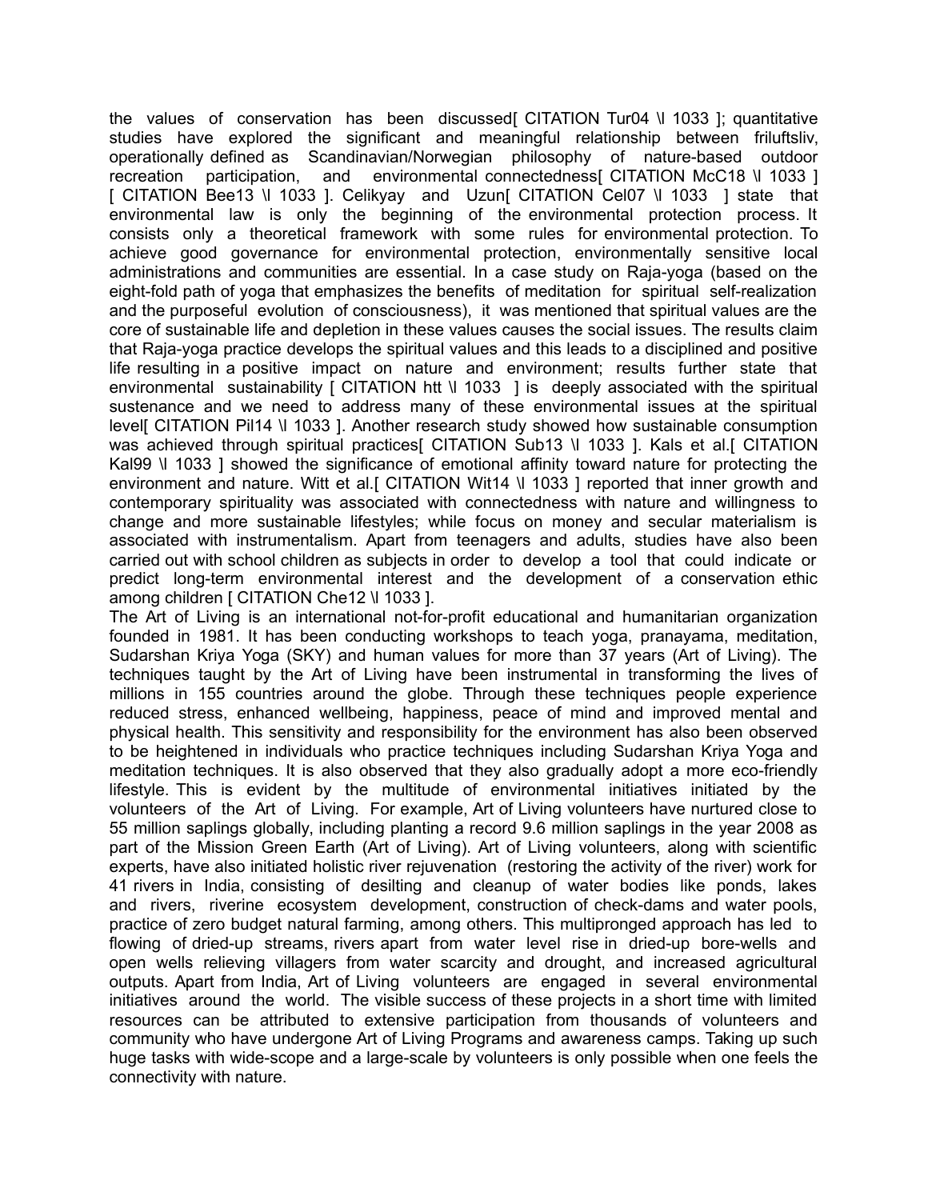the values of conservation has been discussed[ CITATION Tur04 \l 1033 ]; quantitative studies have explored the significant and meaningful relationship between friluftsliv, operationally defined as Scandinavian/Norwegian philosophy of nature-based outdoor recreation participation, and environmental connectedness[ CITATION McC18 \l 1033 ] [ CITATION Bee13 \l 1033 ]. Celikyay and Uzun[ CITATION Cel07 \l 1033 ] state that environmental law is only the beginning of the environmental protection process. It consists only a theoretical framework with some rules for environmental protection. To achieve good governance for environmental protection, environmentally sensitive local administrations and communities are essential. In a case study on Raja-yoga (based on the eight-fold path of yoga that emphasizes the benefits of meditation for spiritual self-realization and the purposeful evolution of consciousness), it was mentioned that spiritual values are the core of sustainable life and depletion in these values causes the social issues. The results claim that Raja-yoga practice develops the spiritual values and this leads to a disciplined and positive life resulting in a positive impact on nature and environment; results further state that environmental sustainability [ CITATION htt \l 1033 ] is deeply associated with the spiritual sustenance and we need to address many of these environmental issues at the spiritual level[ CITATION Pil14 \l 1033 ]. Another research study showed how sustainable consumption was achieved through spiritual practices[ CITATION Sub13 \l 1033 ]. Kals et al.[ CITATION Kal99 \l 1033 ] showed the significance of emotional affinity toward nature for protecting the environment and nature. Witt et al.[ CITATION Wit14 \l 1033 ] reported that inner growth and contemporary spirituality was associated with connectedness with nature and willingness to change and more sustainable lifestyles; while focus on money and secular materialism is associated with instrumentalism. Apart from teenagers and adults, studies have also been carried out with school children as subjects in order to develop a tool that could indicate or predict long-term environmental interest and the development of a conservation ethic among children [ CITATION Che12 \l 1033 ].

The Art of Living is an international not-for-profit educational and humanitarian organization founded in 1981. It has been conducting workshops to teach yoga, pranayama, meditation, Sudarshan Kriya Yoga (SKY) and human values for more than 37 years (Art of Living). The techniques taught by the Art of Living have been instrumental in transforming the lives of millions in 155 countries around the globe. Through these techniques people experience reduced stress, enhanced wellbeing, happiness, peace of mind and improved mental and physical health. This sensitivity and responsibility for the environment has also been observed to be heightened in individuals who practice techniques including Sudarshan Kriya Yoga and meditation techniques. It is also observed that they also gradually adopt a more eco-friendly lifestyle. This is evident by the multitude of environmental initiatives initiated by the volunteers of the Art of Living. For example, Art of Living volunteers have nurtured close to 55 million saplings globally, including planting a record 9.6 million saplings in the year 2008 as part of the Mission Green Earth (Art of Living). Art of Living volunteers, along with scientific experts, have also initiated holistic river rejuvenation (restoring the activity of the river) work for 41 rivers in India, consisting of desilting and cleanup of water bodies like ponds, lakes and rivers, riverine ecosystem development, construction of check-dams and water pools, practice of zero budget natural farming, among others. This multipronged approach has led to flowing of dried-up streams, rivers apart from water level rise in dried-up bore-wells and open wells relieving villagers from water scarcity and drought, and increased agricultural outputs. Apart from India, Art of Living volunteers are engaged in several environmental initiatives around the world. The visible success of these projects in a short time with limited resources can be attributed to extensive participation from thousands of volunteers and community who have undergone Art of Living Programs and awareness camps. Taking up such huge tasks with wide-scope and a large-scale by volunteers is only possible when one feels the connectivity with nature.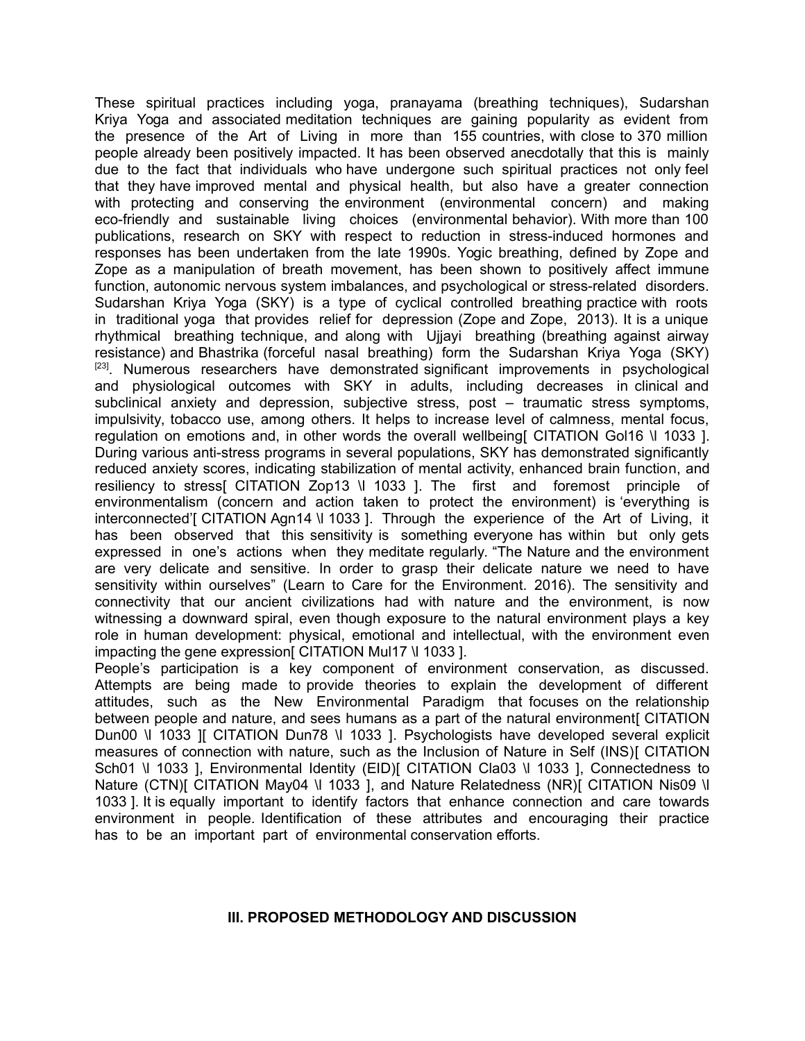These spiritual practices including yoga, pranayama (breathing techniques), Sudarshan Kriya Yoga and associated meditation techniques are gaining popularity as evident from the presence of the Art of Living in more than 155 countries, with close to 370 million people already been positively impacted. It has been observed anecdotally that this is mainly due to the fact that individuals who have undergone such spiritual practices not only feel that they have improved mental and physical health, but also have a greater connection with protecting and conserving the environment (environmental concern) and making eco-friendly and sustainable living choices (environmental behavior). With more than 100 publications, research on SKY with respect to reduction in stress-induced hormones and responses has been undertaken from the late 1990s. Yogic breathing, defined by Zope and Zope as a manipulation of breath movement, has been shown to positively affect immune function, autonomic nervous system imbalances, and psychological or stress-related disorders. Sudarshan Kriya Yoga (SKY) is a type of cyclical controlled breathing practice with roots in traditional yoga that provides relief for depression (Zope and Zope, 2013). It is a unique rhythmical breathing technique, and along with Ujjayi breathing (breathing against airway resistance) and Bhastrika (forceful nasal breathing) form the Sudarshan Kriya Yoga (SKY) [23]. Numerous researchers have demonstrated significant improvements in psychological and physiological outcomes with SKY in adults, including decreases in clinical and subclinical anxiety and depression, subjective stress, post – traumatic stress symptoms, impulsivity, tobacco use, among others. It helps to increase level of calmness, mental focus, regulation on emotions and, in other words the overall wellbeing[ CITATION Gol16 \l 1033 ]. During various anti-stress programs in several populations, SKY has demonstrated significantly reduced anxiety scores, indicating stabilization of mental activity, enhanced brain function, and resiliency to stress[ CITATION Zop13 \l 1033 ]. The first and foremost principle of environmentalism (concern and action taken to protect the environment) is 'everything is interconnected'[ CITATION Agn14 \l 1033 ]. Through the experience of the Art of Living, it has been observed that this sensitivity is something everyone has within but only gets expressed in one's actions when they meditate regularly. "The Nature and the environment are very delicate and sensitive. In order to grasp their delicate nature we need to have sensitivity within ourselves" (Learn to Care for the Environment. 2016). The sensitivity and connectivity that our ancient civilizations had with nature and the environment, is now witnessing a downward spiral, even though exposure to the natural environment plays a key role in human development: physical, emotional and intellectual, with the environment even impacting the gene expression[ CITATION Mul17 \l 1033 ].

People's participation is a key component of environment conservation, as discussed. Attempts are being made to provide theories to explain the development of different attitudes, such as the New Environmental Paradigm that focuses on the relationship between people and nature, and sees humans as a part of the natural environment[ CITATION Dun00 \l 1033 ][ CITATION Dun78 \l 1033 ]. Psychologists have developed several explicit measures of connection with nature, such as the Inclusion of Nature in Self (INS)[ CITATION Sch01 \l 1033 ], Environmental Identity (EID)[ CITATION Cla03 \l 1033 ], Connectedness to Nature (CTN)[ CITATION May04 \l 1033 ], and Nature Relatedness (NR)[ CITATION Nis09 \l 1033 ]. It is equally important to identify factors that enhance connection and care towards environment in people. Identification of these attributes and encouraging their practice has to be an important part of environmental conservation efforts.

## III. PROPOSED METHODOLOGY AND DISCUSSION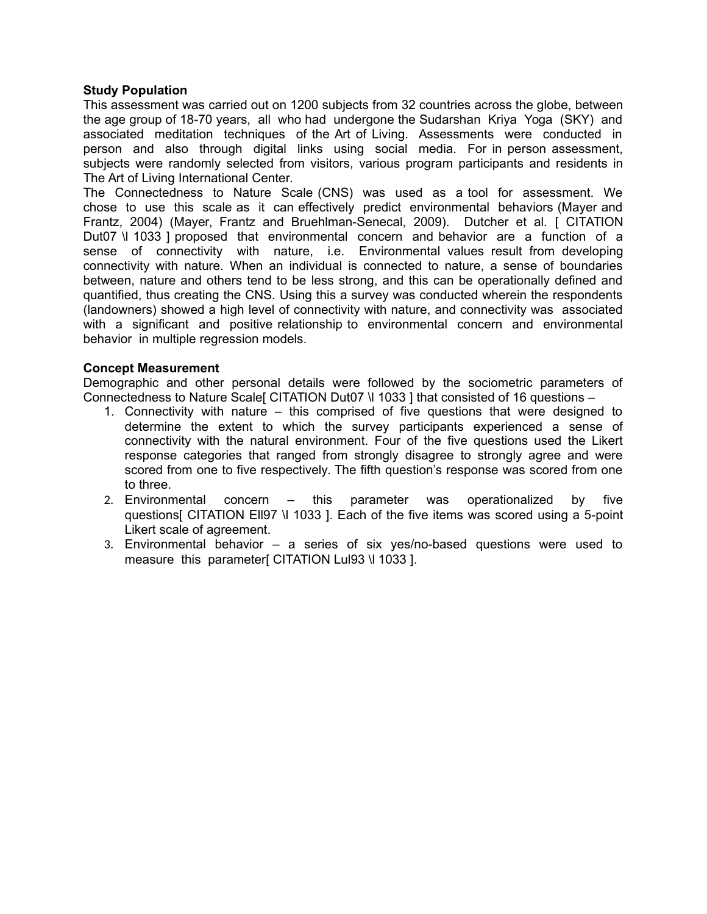**Study Population**

This assessment was carried out on 1200 subjects from 32 countries across the globe, between the age group of 18-70 years, all who had undergone the Sudarshan Kriya Yoga (SKY) and associated meditation techniques of the Art of Living. Assessments were conducted in person and also through digital links using social media. For in person assessment, subjects were randomly selected from visitors, various program participants and residents in The Art of Living International Center.

The Connectedness to Nature Scale (CNS) was used as a tool for assessment. We chose to use this scale as it can effectively predict environmental behaviors (Mayer and Frantz, 2004) (Mayer, Frantz and Bruehlman-Senecal, 2009). Dutcher et al. [ CITATION Dut07 \l 1033 ] proposed that environmental concern and behavior are a function of a sense of connectivity with nature, i.e. Environmental values result from developing connectivity with nature. When an individual is connected to nature, a sense of boundaries between, nature and others tend to be less strong, and this can be operationally defined and quantified, thus creating the CNS. Using this a survey was conducted wherein the respondents (landowners) showed a high level of connectivity with nature, and connectivity was associated with a significant and positive relationship to environmental concern and environmental behavior in multiple regression models.

**Concept Measurement**

Demographic and other personal details were followed by the sociometric parameters of Connectedness to Nature Scale[ CITATION Dut07 \l 1033 ] that consisted of 16 questions –

1. Connectivity with nature – this comprised of five questions that were designed to determine the extent to which the survey participants experienced a sense of connectivity with the natural environment. Four of the five questions used the Likert response categories that ranged from strongly disagree to strongly agree and were scored from one to five respectively. The fifth question's response was scored from one to three.
2. Environmental concern – this parameter was operationalized by five questions[ CITATION Ell97 \l 1033 ]. Each of the five items was scored using a 5-point Likert scale of agreement.
3. Environmental behavior – a series of six yes/no-based questions were used to measure this parameter[ CITATION Lul93 \l 1033 ].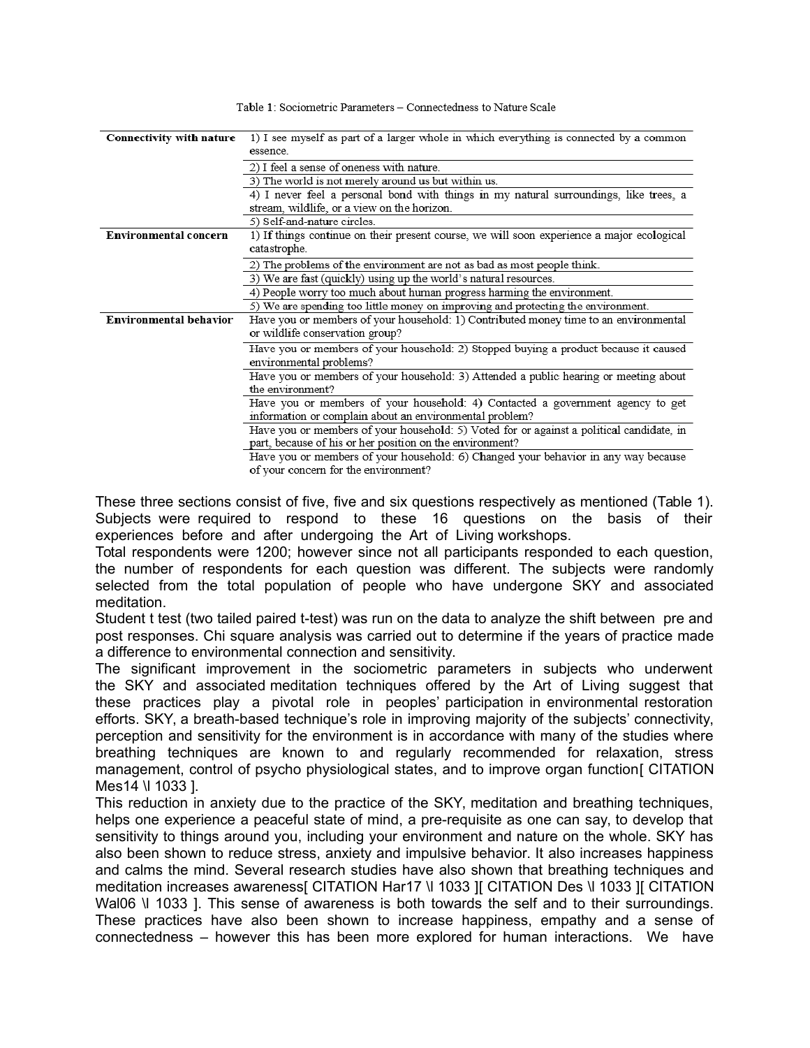Table 1: Sociometric Parameters – Connectedness to Nature Scale

| | |
|---|---|
| **Connectivity with nature** | 1) I see myself as part of a larger whole in which everything is connected by a common essence. |
| | 2) I feel a sense of oneness with nature. |
| | 3) The world is not merely around us but within us. |
| | 4) I never feel a personal bond with things in my natural surroundings, like trees, a stream, wildlife, or a view on the horizon. |
| | 5) Self-and-nature circles. |
| **Environmental concern** | 1) If things continue on their present course, we will soon experience a major ecological catastrophe. |
| | 2) The problems of the environment are not as bad as most people think. |
| | 3) We are fast (quickly) using up the world's natural resources. |
| | 4) People worry too much about human progress harming the environment. |
| | 5) We are spending too little money on improving and protecting the environment. |
| **Environmental behavior** | Have you or members of your household: 1) Contributed money time to an environmental or wildlife conservation group? |
| | Have you or members of your household: 2) Stopped buying a product because it caused environmental problems? |
| | Have you or members of your household: 3) Attended a public hearing or meeting about the environment? |
| | Have you or members of your household: 4) Contacted a government agency to get information or complain about an environmental problem? |
| | Have you or members of your household: 5) Voted for or against a political candidate, in part, because of his or her position on the environment? |
| | Have you or members of your household: 6) Changed your behavior in any way because of your concern for the environment? |

These three sections consist of five, five and six questions respectively as mentioned (Table 1). Subjects were required to respond to these 16 questions on the basis of their experiences before and after undergoing the Art of Living workshops.

Total respondents were 1200; however since not all participants responded to each question, the number of respondents for each question was different. The subjects were randomly selected from the total population of people who have undergone SKY and associated meditation.

Student t test (two tailed paired t-test) was run on the data to analyze the shift between pre and post responses. Chi square analysis was carried out to determine if the years of practice made a difference to environmental connection and sensitivity.

The significant improvement in the sociometric parameters in subjects who underwent the SKY and associated meditation techniques offered by the Art of Living suggest that these practices play a pivotal role in peoples' participation in environmental restoration efforts. SKY, a breath-based technique's role in improving majority of the subjects' connectivity, perception and sensitivity for the environment is in accordance with many of the studies where breathing techniques are known to and regularly recommended for relaxation, stress management, control of psycho physiological states, and to improve organ function[ CITATION Mes14 \l 1033 ].

This reduction in anxiety due to the practice of the SKY, meditation and breathing techniques, helps one experience a peaceful state of mind, a pre-requisite as one can say, to develop that sensitivity to things around you, including your environment and nature on the whole. SKY has also been shown to reduce stress, anxiety and impulsive behavior. It also increases happiness and calms the mind. Several research studies have also shown that breathing techniques and meditation increases awareness[ CITATION Har17 \l 1033 ][ CITATION Des \l 1033 ][ CITATION Wal06 \l 1033 ]. This sense of awareness is both towards the self and to their surroundings. These practices have also been shown to increase happiness, empathy and a sense of connectedness – however this has been more explored for human interactions. We have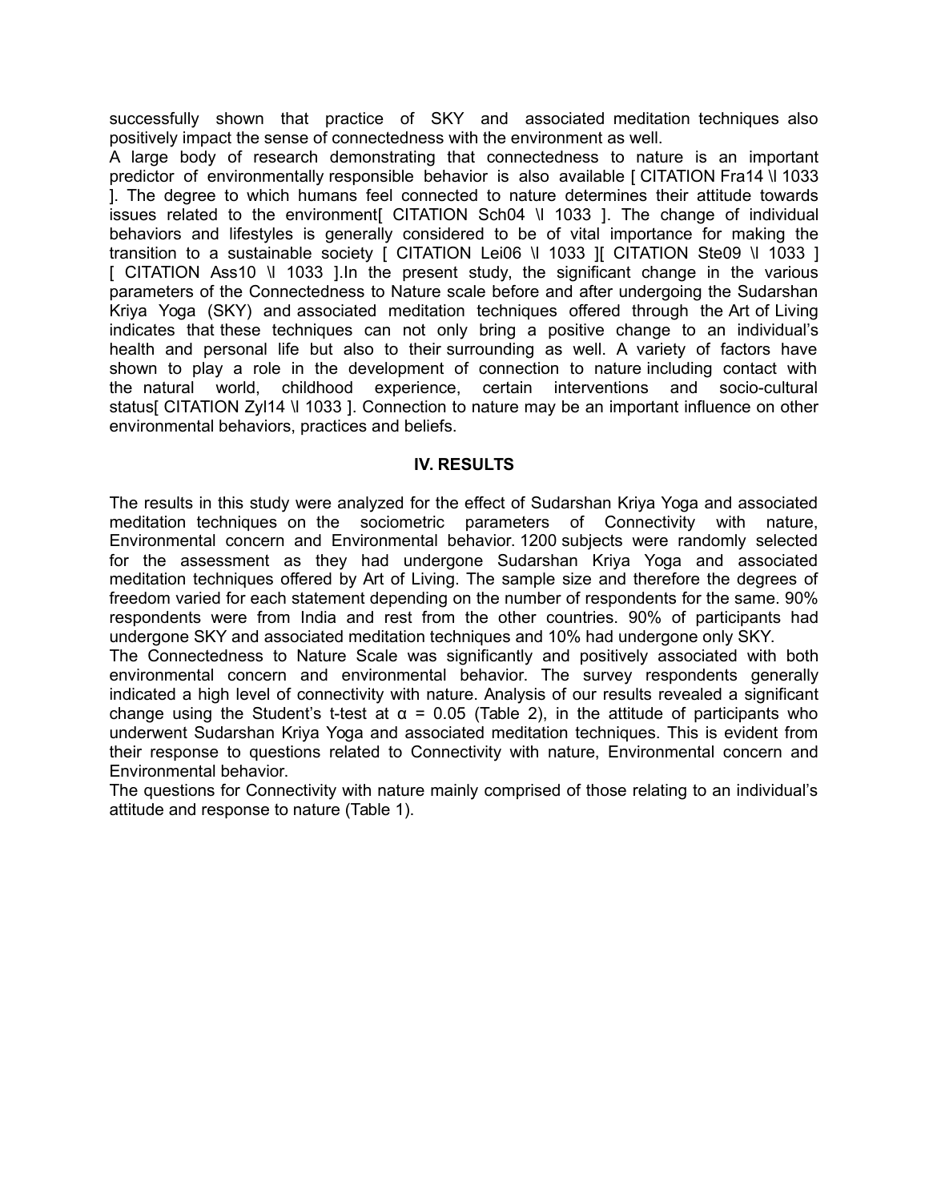successfully shown that practice of SKY and associated meditation techniques also positively impact the sense of connectedness with the environment as well.

A large body of research demonstrating that connectedness to nature is an important predictor of environmentally responsible behavior is also available [ CITATION Fra14 \l 1033 ]. The degree to which humans feel connected to nature determines their attitude towards issues related to the environment[ CITATION Sch04 \l 1033 ]. The change of individual behaviors and lifestyles is generally considered to be of vital importance for making the transition to a sustainable society [ CITATION Lei06 \l 1033 ][ CITATION Ste09 \l 1033 ] [ CITATION Ass10 \l 1033 ].In the present study, the significant change in the various parameters of the Connectedness to Nature scale before and after undergoing the Sudarshan Kriya Yoga (SKY) and associated meditation techniques offered through the Art of Living indicates that these techniques can not only bring a positive change to an individual's health and personal life but also to their surrounding as well. A variety of factors have shown to play a role in the development of connection to nature including contact with the natural world, childhood experience, certain interventions and socio-cultural status[ CITATION Zyl14 \l 1033 ]. Connection to nature may be an important influence on other environmental behaviors, practices and beliefs.

## IV. RESULTS

The results in this study were analyzed for the effect of Sudarshan Kriya Yoga and associated meditation techniques on the sociometric parameters of Connectivity with nature, Environmental concern and Environmental behavior. 1200 subjects were randomly selected for the assessment as they had undergone Sudarshan Kriya Yoga and associated meditation techniques offered by Art of Living. The sample size and therefore the degrees of freedom varied for each statement depending on the number of respondents for the same. 90% respondents were from India and rest from the other countries. 90% of participants had undergone SKY and associated meditation techniques and 10% had undergone only SKY.

The Connectedness to Nature Scale was significantly and positively associated with both environmental concern and environmental behavior. The survey respondents generally indicated a high level of connectivity with nature. Analysis of our results revealed a significant change using the Student's t-test at $\alpha = 0.05$ (Table 2), in the attitude of participants who underwent Sudarshan Kriya Yoga and associated meditation techniques. This is evident from their response to questions related to Connectivity with nature, Environmental concern and Environmental behavior.

The questions for Connectivity with nature mainly comprised of those relating to an individual's attitude and response to nature (Table 1).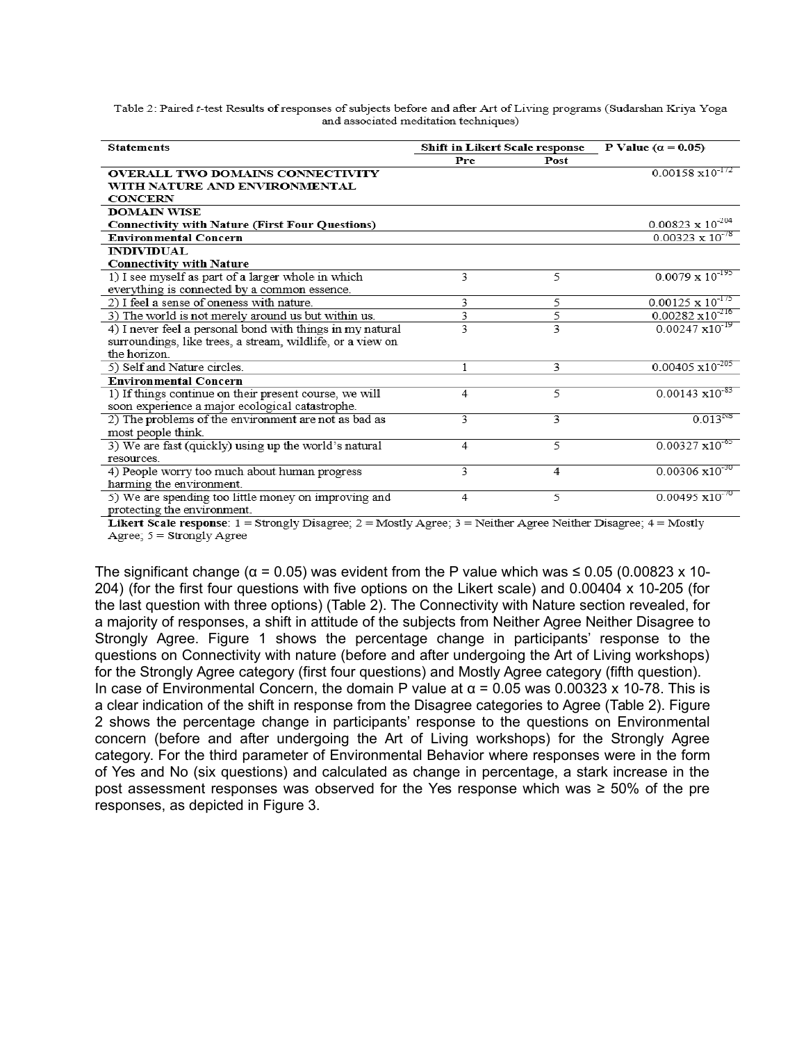Table 2: Paired *t*-test Results of responses of subjects before and after Art of Living programs (Sudarshan Kriya Yoga and associated meditation techniques)

| Statements | Shift in Likert Scale response | | P Value (α = 0.05) |
|---|---|---|---|
| | Pre | Post | |
| **OVERALL TWO DOMAINS CONNECTIVITY WITH NATURE AND ENVIRONMENTAL CONCERN** | | | $0.00158 \times 10^{-172}$ |
| **DOMAIN WISE** **Connectivity with Nature (First Four Questions)** | | | $0.00823 \times 10^{-204}$ |
| **Environmental Concern** | | | $0.00323 \times 10^{-78}$ |
| **INDIVIDUAL** **Connectivity with Nature** | | | |
| 1) I see myself as part of a larger whole in which everything is connected by a common essence. | 3 | 5 | $0.0079 \times 10^{-195}$ |
| 2) I feel a sense of oneness with nature. | 3 | 5 | $0.00125 \times 10^{-175}$ |
| 3) The world is not merely around us but within us. | 3 | 5 | $0.00282 \times 10^{-216}$ |
| 4) I never feel a personal bond with things in my natural surroundings, like trees, a stream, wildlife, or a view on the horizon. | 3 | 3 | $0.00247 \times 10^{-19}$ |
| 5) Self and Nature circles. | 1 | 3 | $0.00405 \times 10^{-205}$ |
| **Environmental Concern** | | | |
| 1) If things continue on their present course, we will soon experience a major ecological catastrophe. | 4 | 5 | $0.00143 \times 10^{-83}$ |
| 2) The problems of the environment are not as bad as most people think. | 3 | 3 | $0.013^{NS}$ |
| 3) We are fast (quickly) using up the world's natural resources. | 4 | 5 | $0.00327 \times 10^{-65}$ |
| 4) People worry too much about human progress harming the environment. | 3 | 4 | $0.00306 \times 10^{-30}$ |
| 5) We are spending too little money on improving and protecting the environment. | 4 | 5 | $0.00495 \times 10^{-70}$ |

**Likert Scale response**: 1 = Strongly Disagree; 2 = Mostly Agree; 3 = Neither Agree Neither Disagree; 4 = Mostly Agree; 5 = Strongly Agree

The significant change (α = 0.05) was evident from the P value which was ≤ 0.05 ($0.00823 \times 10^{-204}$) (for the first four questions with five options on the Likert scale) and $0.00404 \times 10^{-205}$ (for the last question with three options) (Table 2). The Connectivity with Nature section revealed, for a majority of responses, a shift in attitude of the subjects from Neither Agree Neither Disagree to Strongly Agree. Figure 1 shows the percentage change in participants' response to the questions on Connectivity with nature (before and after undergoing the Art of Living workshops) for the Strongly Agree category (first four questions) and Mostly Agree category (fifth question). In case of Environmental Concern, the domain P value at α = 0.05 was $0.00323 \times 10^{-78}$. This is a clear indication of the shift in response from the Disagree categories to Agree (Table 2). Figure 2 shows the percentage change in participants' response to the questions on Environmental concern (before and after undergoing the Art of Living workshops) for the Strongly Agree category. For the third parameter of Environmental Behavior where responses were in the form of Yes and No (six questions) and calculated as change in percentage, a stark increase in the post assessment responses was observed for the Yes response which was ≥ 50% of the pre responses, as depicted in Figure 3.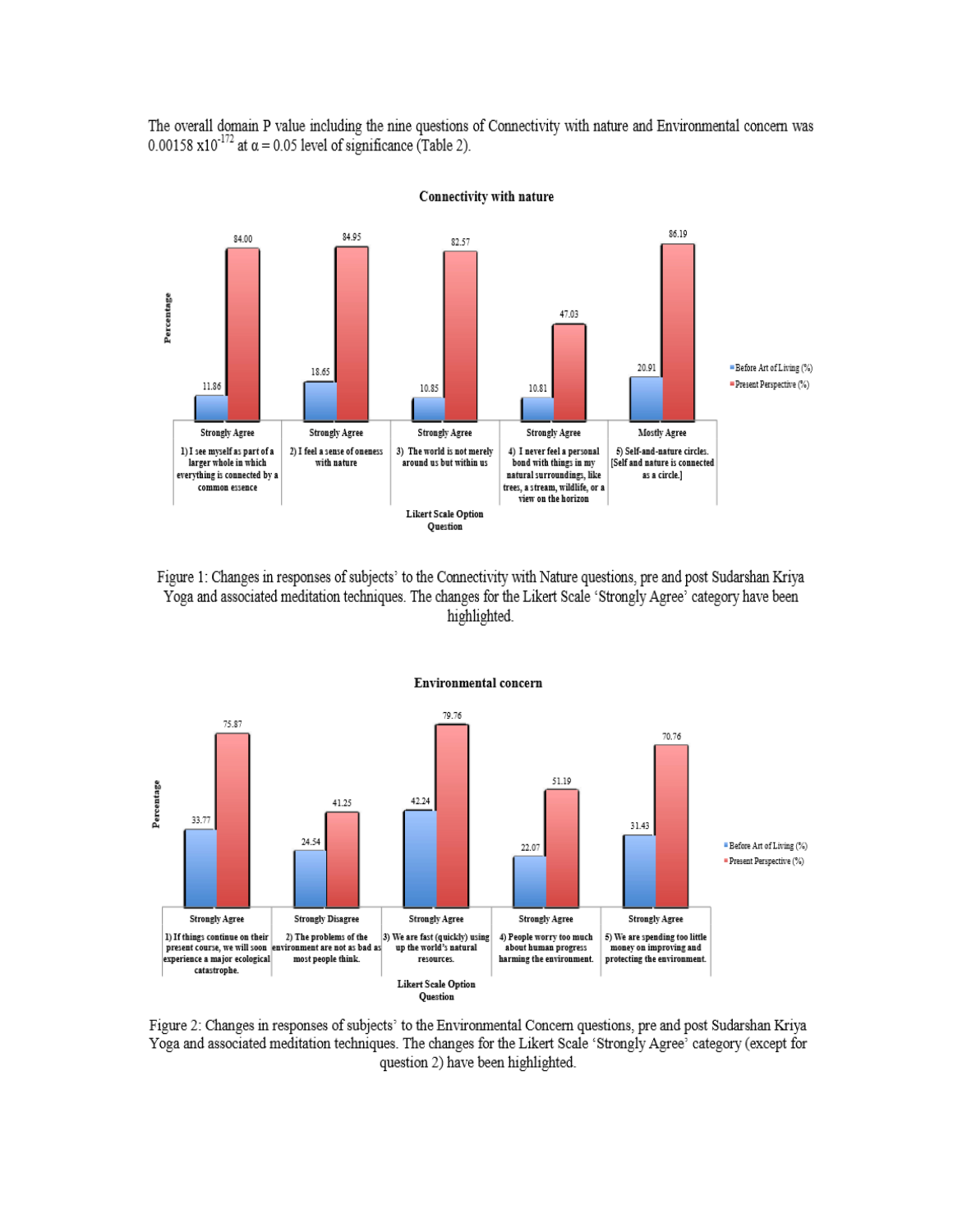The overall domain P value including the nine questions of Connectivity with nature and Environmental concern was $0.00158 \times 10^{-172}$ at $\alpha = 0.05$ level of significance (Table 2).

Figure 1: Changes in responses of subjects' to the Connectivity with Nature questions, pre and post Sudarshan Kriya Yoga and associated meditation techniques. The changes for the Likert Scale 'Strongly Agree' category have been highlighted.

Figure 2: Changes in responses of subjects' to the Environmental Concern questions, pre and post Sudarshan Kriya Yoga and associated meditation techniques. The changes for the Likert Scale 'Strongly Agree' category (except for question 2) have been highlighted.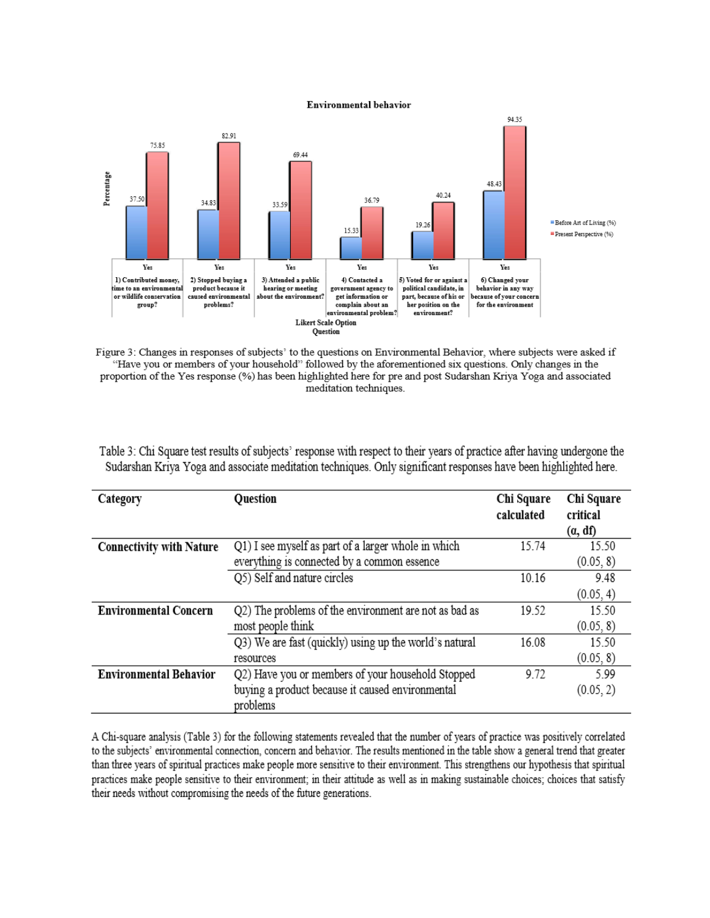Figure 3: Changes in responses of subjects' to the questions on Environmental Behavior, where subjects were asked if "Have you or members of your household" followed by the aforementioned six questions. Only changes in the proportion of the Yes response (%) has been highlighted here for pre and post Sudarshan Kriya Yoga and associated meditation techniques.

Table 3: Chi Square test results of subjects' response with respect to their years of practice after having undergone the Sudarshan Kriya Yoga and associate meditation techniques. Only significant responses have been highlighted here.

| Category | Question | Chi Square calculated | Chi Square critical ($\alpha$, df) |
|---|---|---|---|
| **Connectivity with Nature** | Q1) I see myself as part of a larger whole in which everything is connected by a common essence | 15.74 | 15.50 (0.05, 8) |
| | Q5) Self and nature circles | 10.16 | 9.48 (0.05, 4) |
| **Environmental Concern** | Q2) The problems of the environment are not as bad as most people think | 19.52 | 15.50 (0.05, 8) |
| | Q3) We are fast (quickly) using up the world's natural resources | 16.08 | 15.50 (0.05, 8) |
| **Environmental Behavior** | Q2) Have you or members of your household Stopped buying a product because it caused environmental problems | 9.72 | 5.99 (0.05, 2) |

A Chi-square analysis (Table 3) for the following statements revealed that the number of years of practice was positively correlated to the subjects' environmental connection, concern and behavior. The results mentioned in the table show a general trend that greater than three years of spiritual practices make people more sensitive to their environment. This strengthens our hypothesis that spiritual practices make people sensitive to their environment; in their attitude as well as in making sustainable choices; choices that satisfy their needs without compromising the needs of the future generations.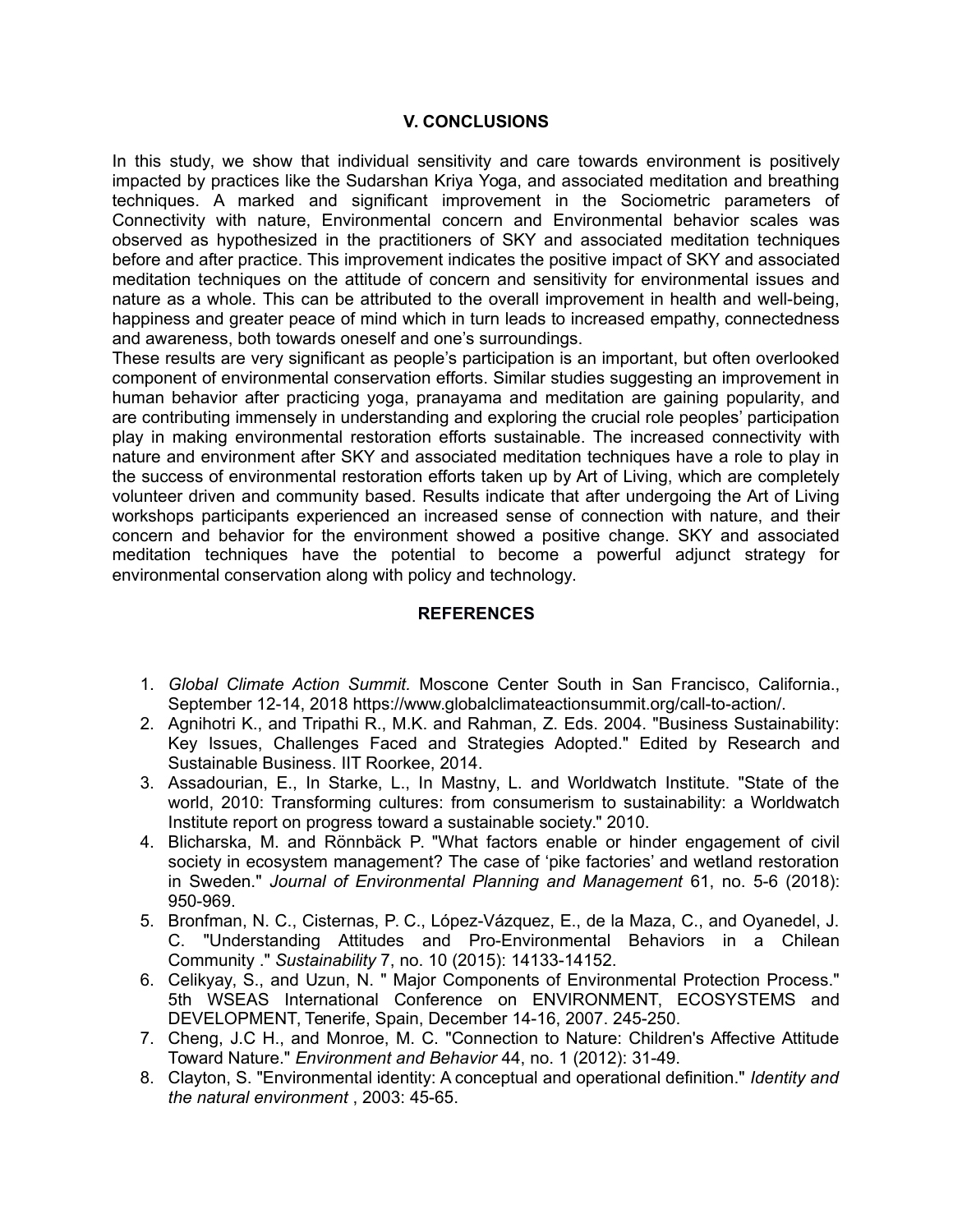## V. CONCLUSIONS

In this study, we show that individual sensitivity and care towards environment is positively impacted by practices like the Sudarshan Kriya Yoga, and associated meditation and breathing techniques. A marked and significant improvement in the Sociometric parameters of Connectivity with nature, Environmental concern and Environmental behavior scales was observed as hypothesized in the practitioners of SKY and associated meditation techniques before and after practice. This improvement indicates the positive impact of SKY and associated meditation techniques on the attitude of concern and sensitivity for environmental issues and nature as a whole. This can be attributed to the overall improvement in health and well-being, happiness and greater peace of mind which in turn leads to increased empathy, connectedness and awareness, both towards oneself and one's surroundings.

These results are very significant as people's participation is an important, but often overlooked component of environmental conservation efforts. Similar studies suggesting an improvement in human behavior after practicing yoga, pranayama and meditation are gaining popularity, and are contributing immensely in understanding and exploring the crucial role peoples' participation play in making environmental restoration efforts sustainable. The increased connectivity with nature and environment after SKY and associated meditation techniques have a role to play in the success of environmental restoration efforts taken up by Art of Living, which are completely volunteer driven and community based. Results indicate that after undergoing the Art of Living workshops participants experienced an increased sense of connection with nature, and their concern and behavior for the environment showed a positive change. SKY and associated meditation techniques have the potential to become a powerful adjunct strategy for environmental conservation along with policy and technology.

## REFERENCES

1. *Global Climate Action Summit.* Moscone Center South in San Francisco, California., September 12-14, 2018 https://www.globalclimateactionsummit.org/call-to-action/.
2. Agnihotri K., and Tripathi R., M.K. and Rahman, Z. Eds. 2004. "Business Sustainability: Key Issues, Challenges Faced and Strategies Adopted." Edited by Research and Sustainable Business. IIT Roorkee, 2014.
3. Assadourian, E., In Starke, L., In Mastny, L. and Worldwatch Institute. "State of the world, 2010: Transforming cultures: from consumerism to sustainability: a Worldwatch Institute report on progress toward a sustainable society." 2010.
4. Blicharska, M. and Rönnbäck P. "What factors enable or hinder engagement of civil society in ecosystem management? The case of 'pike factories' and wetland restoration in Sweden." *Journal of Environmental Planning and Management* 61, no. 5-6 (2018): 950-969.
5. Bronfman, N. C., Cisternas, P. C., López-Vázquez, E., de la Maza, C., and Oyanedel, J. C. "Understanding Attitudes and Pro-Environmental Behaviors in a Chilean Community ." *Sustainability* 7, no. 10 (2015): 14133-14152.
6. Celikyay, S., and Uzun, N. " Major Components of Environmental Protection Process." 5th WSEAS International Conference on ENVIRONMENT, ECOSYSTEMS and DEVELOPMENT, Tenerife, Spain, December 14-16, 2007. 245-250.
7. Cheng, J.C H., and Monroe, M. C. "Connection to Nature: Children's Affective Attitude Toward Nature." *Environment and Behavior* 44, no. 1 (2012): 31-49.
8. Clayton, S. "Environmental identity: A conceptual and operational definition." *Identity and the natural environment* , 2003: 45-65.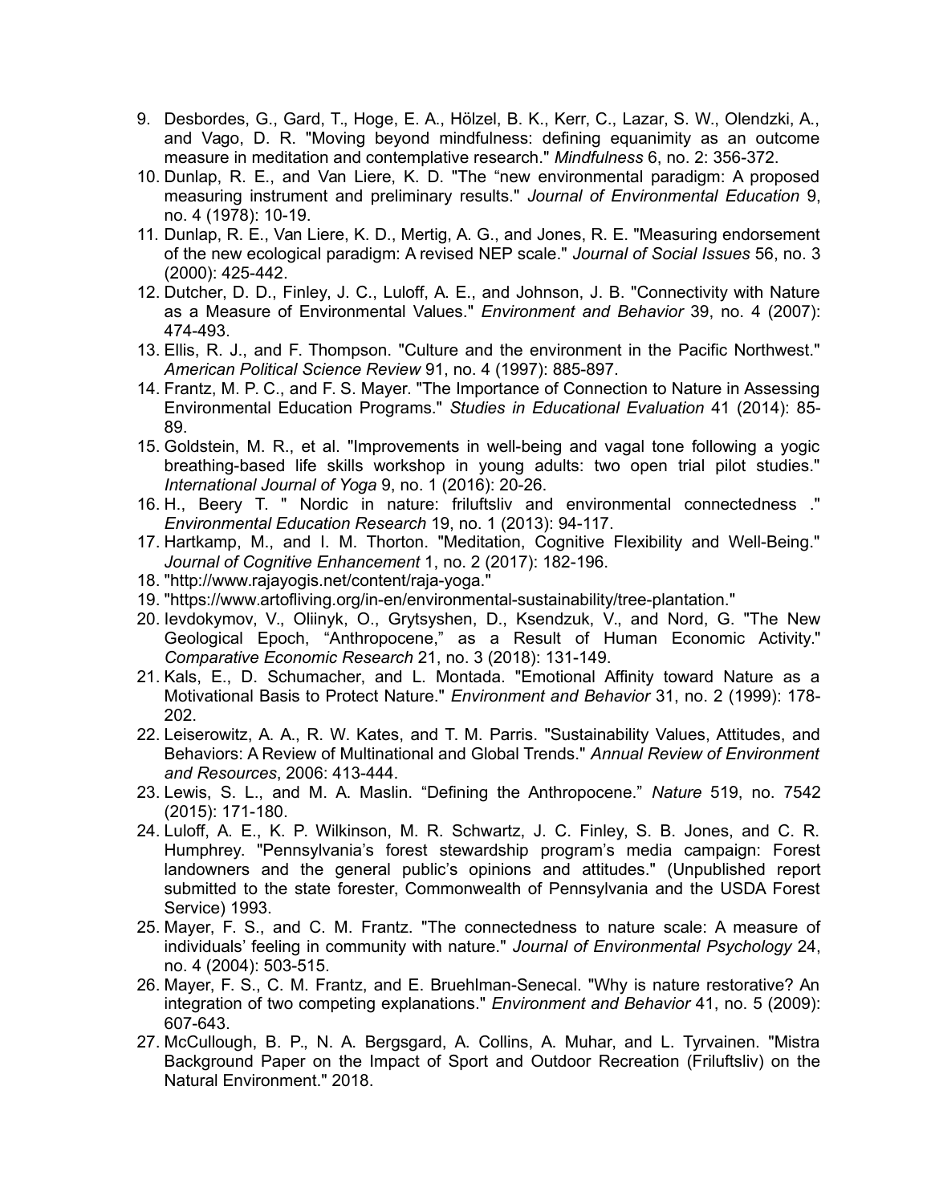9. Desbordes, G., Gard, T., Hoge, E. A., Hölzel, B. K., Kerr, C., Lazar, S. W., Olendzki, A., and Vago, D. R. "Moving beyond mindfulness: defining equanimity as an outcome measure in meditation and contemplative research." *Mindfulness* 6, no. 2: 356-372.
10. Dunlap, R. E., and Van Liere, K. D. "The "new environmental paradigm: A proposed measuring instrument and preliminary results." *Journal of Environmental Education* 9, no. 4 (1978): 10-19.
11. Dunlap, R. E., Van Liere, K. D., Mertig, A. G., and Jones, R. E. "Measuring endorsement of the new ecological paradigm: A revised NEP scale." *Journal of Social Issues* 56, no. 3 (2000): 425-442.
12. Dutcher, D. D., Finley, J. C., Luloff, A. E., and Johnson, J. B. "Connectivity with Nature as a Measure of Environmental Values." *Environment and Behavior* 39, no. 4 (2007): 474-493.
13. Ellis, R. J., and F. Thompson. "Culture and the environment in the Pacific Northwest." *American Political Science Review* 91, no. 4 (1997): 885-897.
14. Frantz, M. P. C., and F. S. Mayer. "The Importance of Connection to Nature in Assessing Environmental Education Programs." *Studies in Educational Evaluation* 41 (2014): 85-89.
15. Goldstein, M. R., et al. "Improvements in well-being and vagal tone following a yogic breathing-based life skills workshop in young adults: two open trial pilot studies." *International Journal of Yoga* 9, no. 1 (2016): 20-26.
16. H., Beery T. " Nordic in nature: friluftsliv and environmental connectedness ." *Environmental Education Research* 19, no. 1 (2013): 94-117.
17. Hartkamp, M., and I. M. Thorton. "Meditation, Cognitive Flexibility and Well-Being." *Journal of Cognitive Enhancement* 1, no. 2 (2017): 182-196.
18. "http://www.rajayogis.net/content/raja-yoga."
19. "https://www.artofliving.org/in-en/environmental-sustainability/tree-plantation."
20. Ievdokymov, V., Oliinyk, O., Grytsyshen, D., Ksendzuk, V., and Nord, G. "The New Geological Epoch, "Anthropocene," as a Result of Human Economic Activity." *Comparative Economic Research* 21, no. 3 (2018): 131-149.
21. Kals, E., D. Schumacher, and L. Montada. "Emotional Affinity toward Nature as a Motivational Basis to Protect Nature." *Environment and Behavior* 31, no. 2 (1999): 178-202.
22. Leiserowitz, A. A., R. W. Kates, and T. M. Parris. "Sustainability Values, Attitudes, and Behaviors: A Review of Multinational and Global Trends." *Annual Review of Environment and Resources*, 2006: 413-444.
23. Lewis, S. L., and M. A. Maslin. "Defining the Anthropocene." *Nature* 519, no. 7542 (2015): 171-180.
24. Luloff, A. E., K. P. Wilkinson, M. R. Schwartz, J. C. Finley, S. B. Jones, and C. R. Humphrey. "Pennsylvania's forest stewardship program's media campaign: Forest landowners and the general public's opinions and attitudes." (Unpublished report submitted to the state forester, Commonwealth of Pennsylvania and the USDA Forest Service) 1993.
25. Mayer, F. S., and C. M. Frantz. "The connectedness to nature scale: A measure of individuals' feeling in community with nature." *Journal of Environmental Psychology* 24, no. 4 (2004): 503-515.
26. Mayer, F. S., C. M. Frantz, and E. Bruehlman-Senecal. "Why is nature restorative? An integration of two competing explanations." *Environment and Behavior* 41, no. 5 (2009): 607-643.
27. McCullough, B. P., N. A. Bergsgard, A. Collins, A. Muhar, and L. Tyrvainen. "Mistra Background Paper on the Impact of Sport and Outdoor Recreation (Friluftsliv) on the Natural Environment." 2018.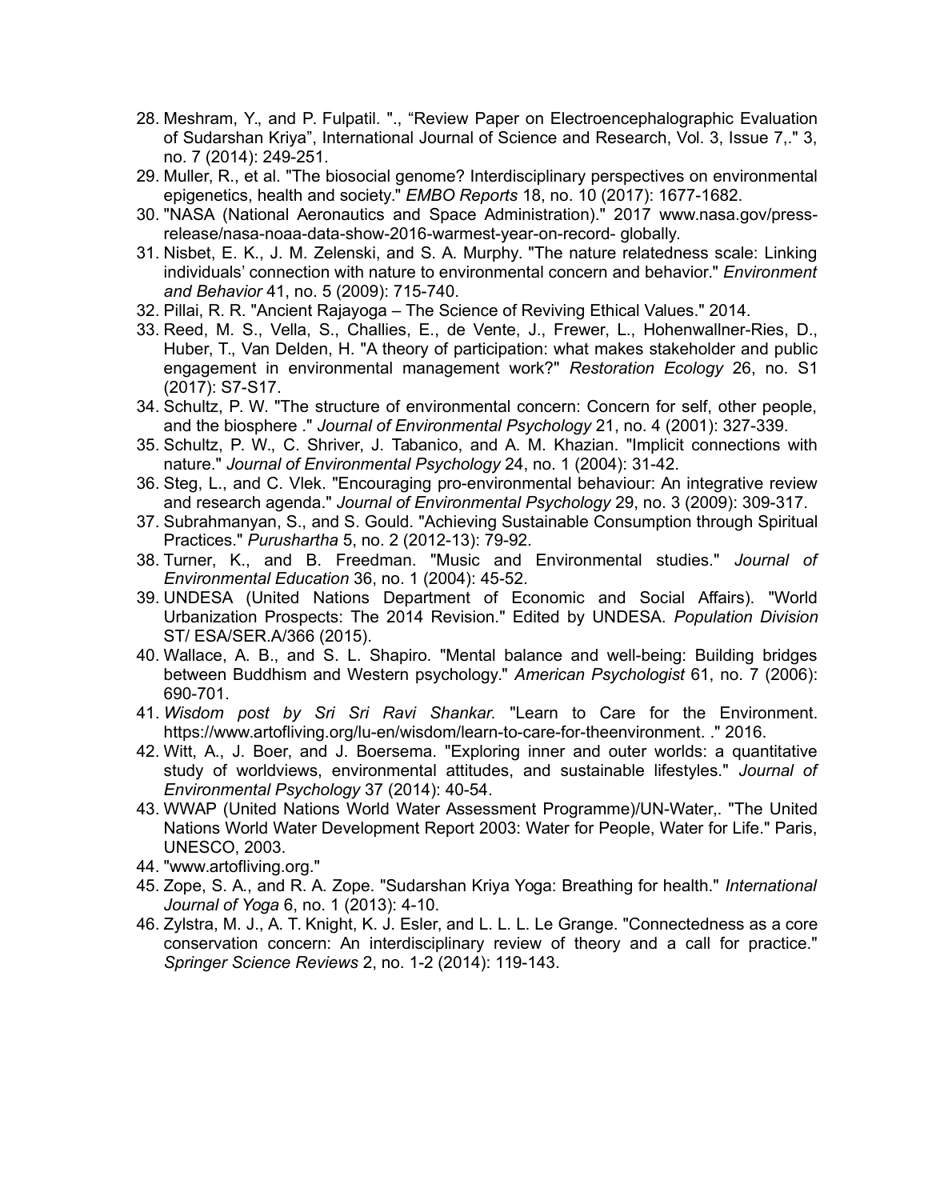28. Meshram, Y., and P. Fulpatil. "., "Review Paper on Electroencephalographic Evaluation of Sudarshan Kriya", International Journal of Science and Research, Vol. 3, Issue 7,." 3, no. 7 (2014): 249-251.
29. Muller, R., et al. "The biosocial genome? Interdisciplinary perspectives on environmental epigenetics, health and society." *EMBO Reports* 18, no. 10 (2017): 1677-1682.
30. "NASA (National Aeronautics and Space Administration)." 2017 www.nasa.gov/press-release/nasa-noaa-data-show-2016-warmest-year-on-record- globally.
31. Nisbet, E. K., J. M. Zelenski, and S. A. Murphy. "The nature relatedness scale: Linking individuals' connection with nature to environmental concern and behavior." *Environment and Behavior* 41, no. 5 (2009): 715-740.
32. Pillai, R. R. "Ancient Rajayoga – The Science of Reviving Ethical Values." 2014.
33. Reed, M. S., Vella, S., Challies, E., de Vente, J., Frewer, L., Hohenwallner-Ries, D., Huber, T., Van Delden, H. "A theory of participation: what makes stakeholder and public engagement in environmental management work?" *Restoration Ecology* 26, no. S1 (2017): S7-S17.
34. Schultz, P. W. "The structure of environmental concern: Concern for self, other people, and the biosphere ." *Journal of Environmental Psychology* 21, no. 4 (2001): 327-339.
35. Schultz, P. W., C. Shriver, J. Tabanico, and A. M. Khazian. "Implicit connections with nature." *Journal of Environmental Psychology* 24, no. 1 (2004): 31-42.
36. Steg, L., and C. Vlek. "Encouraging pro-environmental behaviour: An integrative review and research agenda." *Journal of Environmental Psychology* 29, no. 3 (2009): 309-317.
37. Subrahmanyan, S., and S. Gould. "Achieving Sustainable Consumption through Spiritual Practices." *Purushartha* 5, no. 2 (2012-13): 79-92.
38. Turner, K., and B. Freedman. "Music and Environmental studies." *Journal of Environmental Education* 36, no. 1 (2004): 45-52.
39. UNDESA (United Nations Department of Economic and Social Affairs). "World Urbanization Prospects: The 2014 Revision." Edited by UNDESA. *Population Division* ST/ ESA/SER.A/366 (2015).
40. Wallace, A. B., and S. L. Shapiro. "Mental balance and well-being: Building bridges between Buddhism and Western psychology." *American Psychologist* 61, no. 7 (2006): 690-701.
41. *Wisdom post by Sri Sri Ravi Shankar.* "Learn to Care for the Environment. https://www.artofliving.org/lu-en/wisdom/learn-to-care-for-theenvironment. ." 2016.
42. Witt, A., J. Boer, and J. Boersema. "Exploring inner and outer worlds: a quantitative study of worldviews, environmental attitudes, and sustainable lifestyles." *Journal of Environmental Psychology* 37 (2014): 40-54.
43. WWAP (United Nations World Water Assessment Programme)/UN-Water,. "The United Nations World Water Development Report 2003: Water for People, Water for Life." Paris, UNESCO, 2003.
44. "www.artofliving.org."
45. Zope, S. A., and R. A. Zope. "Sudarshan Kriya Yoga: Breathing for health." *International Journal of Yoga* 6, no. 1 (2013): 4-10.
46. Zylstra, M. J., A. T. Knight, K. J. Esler, and L. L. L. Le Grange. "Connectedness as a core conservation concern: An interdisciplinary review of theory and a call for practice." *Springer Science Reviews* 2, no. 1-2 (2014): 119-143.